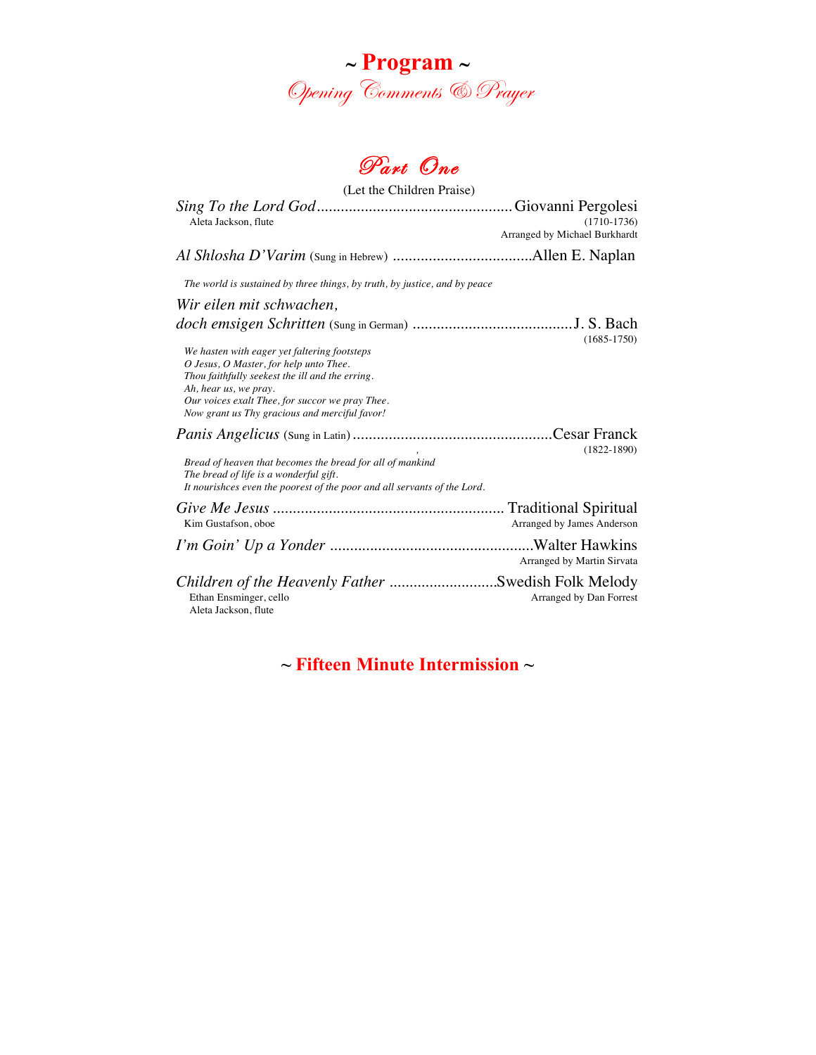# ~ Program ~

## *Opening Comments & Prayer*

## *Part One*

(Let the Children Praise)

*Sing To the Lord God* ................................................ Giovanni Pergolesi
Aleta Jackson, flute
(1710-1736)
Arranged by Michael Burkhardt

*Al Shlosha D'Varim* (Sung in Hebrew) ..................................Allen E. Naplan

*The world is sustained by three things, by truth, by justice, and by peace*

*Wir eilen mit schwachen,*
*doch emsigen Schritten* (Sung in German) ........................................J. S. Bach
(1685-1750)

*We hasten with eager yet faltering footsteps*
*O Jesus, O Master, for help unto Thee.*
*Thou faithfully seekest the ill and the erring.*
*Ah, hear us, we pray.*
*Our voices exalt Thee, for succor we pray Thee.*
*Now grant us Thy gracious and merciful favor!*

*Panis Angelicus* (Sung in Latin) ..................................................Cesar Franck
(1822-1890)

*Bread of heaven that becomes the bread for all of mankind*
*The bread of life is a wonderful gift.*
*It nourishces even the poorest of the poor and all servants of the Lord.*

*Give Me Jesus* .......................................................... Traditional Spiritual
Kim Gustafson, oboe
Arranged by James Anderson

*I'm Goin' Up a Yonder* ..................................................Walter Hawkins
Arranged by Martin Sirvata

*Children of the Heavenly Father* ...........................Swedish Folk Melody
Ethan Ensminger, cello
Aleta Jackson, flute
Arranged by Dan Forrest

## ~ Fifteen Minute Intermission ~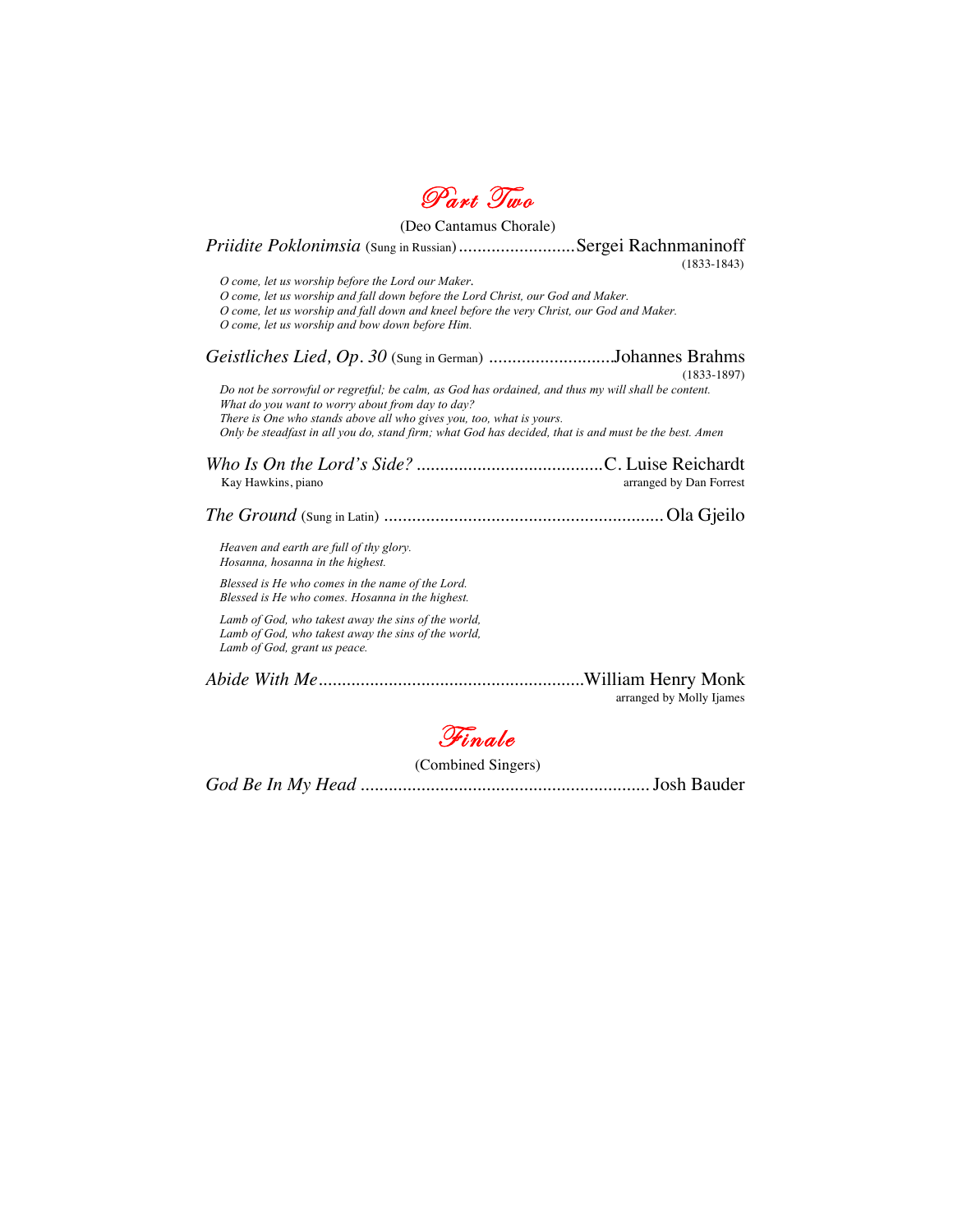# Part Two

(Deo Cantamus Chorale)

*Priidite Poklonimsia* (Sung in Russian) .........................Sergei Rachnmaninoff
(1833-1843)

*O come, let us worship before the Lord our Maker.*
*O come, let us worship and fall down before the Lord Christ, our God and Maker.*
*O come, let us worship and fall down and kneel before the very Christ, our God and Maker.*
*O come, let us worship and bow down before Him.*

*Geistliches Lied, Op. 30* (Sung in German) ..........................Johannes Brahms
(1833-1897)

*Do not be sorrowful or regretful; be calm, as God has ordained, and thus my will shall be content.*
*What do you want to worry about from day to day?*
*There is One who stands above all who gives you, too, what is yours.*
*Only be steadfast in all you do, stand firm; what God has decided, that is and must be the best. Amen*

*Who Is On the Lord's Side?* ........................................C. Luise Reichardt
Kay Hawkins, piano — arranged by Dan Forrest

*The Ground* (Sung in Latin) ............................................................Ola Gjeilo

*Heaven and earth are full of thy glory.*
*Hosanna, hosanna in the highest.*

*Blessed is He who comes in the name of the Lord.*
*Blessed is He who comes. Hosanna in the highest.*

*Lamb of God, who takest away the sins of the world,*
*Lamb of God, who takest away the sins of the world,*
*Lamb of God, grant us peace.*

*Abide With Me*........................................................William Henry Monk
arranged by Molly Ijames

# Finale

(Combined Singers)

*God Be In My Head* .............................................................Josh Bauder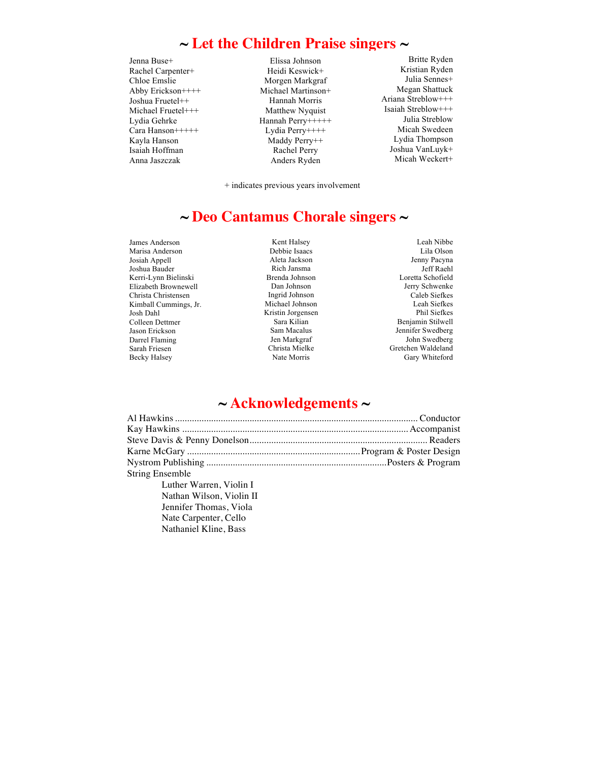## ~ Let the Children Praise singers ~

Jenna Buse+
Rachel Carpenter+
Chloe Emslie
Abby Erickson++++
Joshua Fruetel++
Michael Fruetel+++
Lydia Gehrke
Cara Hanson+++++
Kayla Hanson
Isaiah Hoffman
Anna Jaszczak
Elissa Johnson
Heidi Keswick+
Morgen Markgraf
Michael Martinson+
Hannah Morris
Matthew Nyquist
Hannah Perry+++++
Lydia Perry++++
Maddy Perry++
Rachel Perry
Anders Ryden
Britte Ryden
Kristian Ryden
Julia Sennes+
Megan Shattuck
Ariana Streblow+++
Isaiah Streblow+++
Julia Streblow
Micah Swedeen
Lydia Thompson
Joshua VanLuyk+
Micah Weckert+

+ indicates previous years involvement

## ~ Deo Cantamus Chorale singers ~

James Anderson
Marisa Anderson
Josiah Appell
Joshua Bauder
Kerri-Lynn Bielinski
Elizabeth Brownewell
Christa Christensen
Kimball Cummings, Jr.
Josh Dahl
Colleen Dettmer
Jason Erickson
Darrel Flaming
Sarah Friesen
Becky Halsey
Kent Halsey
Debbie Isaacs
Aleta Jackson
Rich Jansma
Brenda Johnson
Dan Johnson
Ingrid Johnson
Michael Johnson
Kristin Jorgensen
Sara Kilian
Sam Macalus
Jen Markgraf
Christa Mielke
Nate Morris
Leah Nibbe
Lila Olson
Jenny Pacyna
Jeff Raehl
Loretta Schofield
Jerry Schwenke
Caleb Siefkes
Leah Siefkes
Phil Siefkes
Benjamin Stilwell
Jennifer Swedberg
John Swedberg
Gretchen Waldeland
Gary Whiteford

## ~ Acknowledgements ~

Al Hawkins ........................................ Conductor
Kay Hawkins ........................................ Accompanist
Steve Davis & Penny Donelson ........................................ Readers
Karne McGary ........................................ Program & Poster Design
Nystrom Publishing ........................................ Posters & Program
String Ensemble
  Luther Warren, Violin I
  Nathan Wilson, Violin II
  Jennifer Thomas, Viola
  Nate Carpenter, Cello
  Nathaniel Kline, Bass